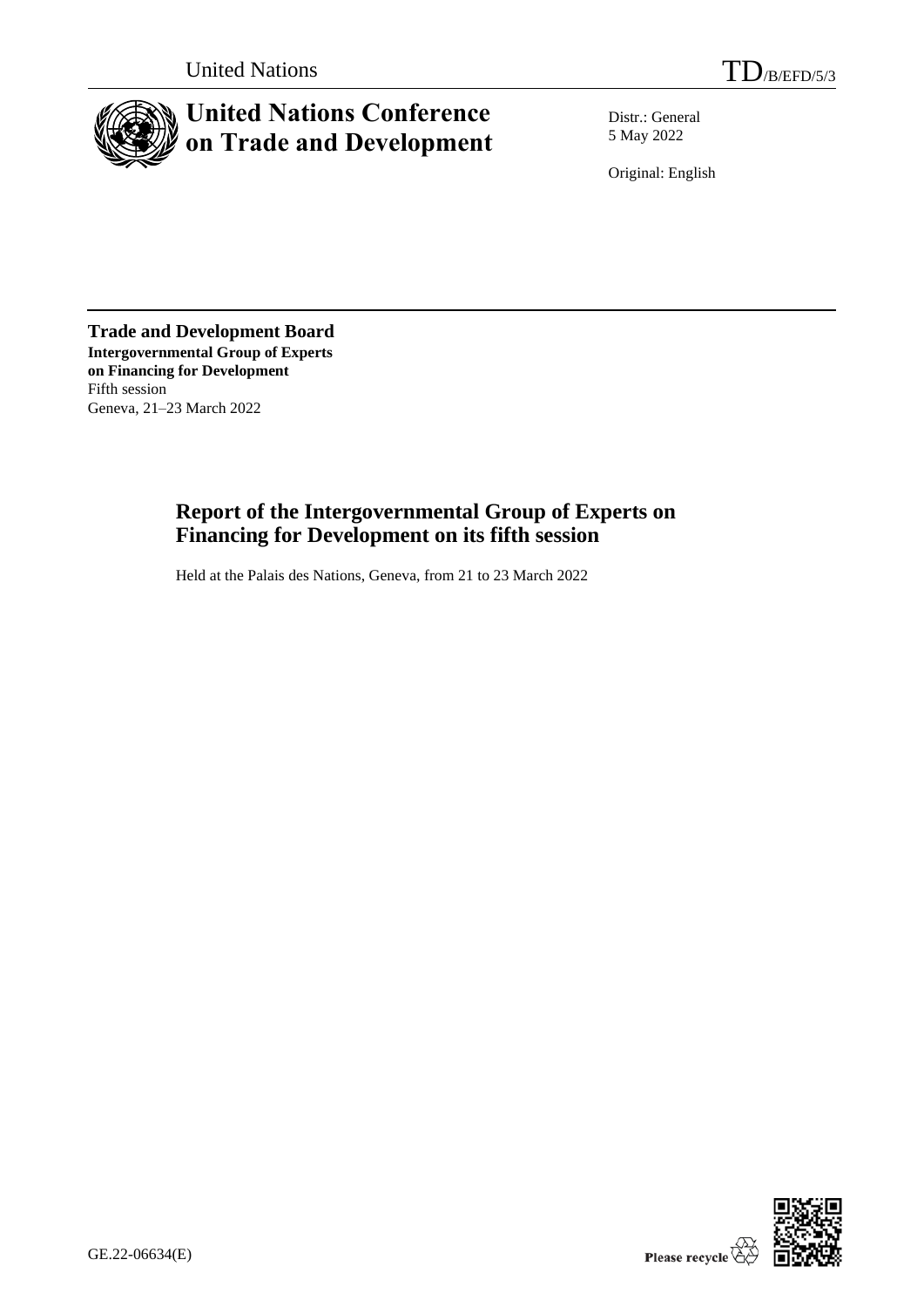United Nations

TD/B/EFD/5/3

# United Nations Conference on Trade and Development

Distr.: General
5 May 2022

Original: English

**Trade and Development Board**
**Intergovernmental Group of Experts on Financing for Development**
Fifth session
Geneva, 21–23 March 2022

## Report of the Intergovernmental Group of Experts on Financing for Development on its fifth session

Held at the Palais des Nations, Geneva, from 21 to 23 March 2022

GE.22-06634(E)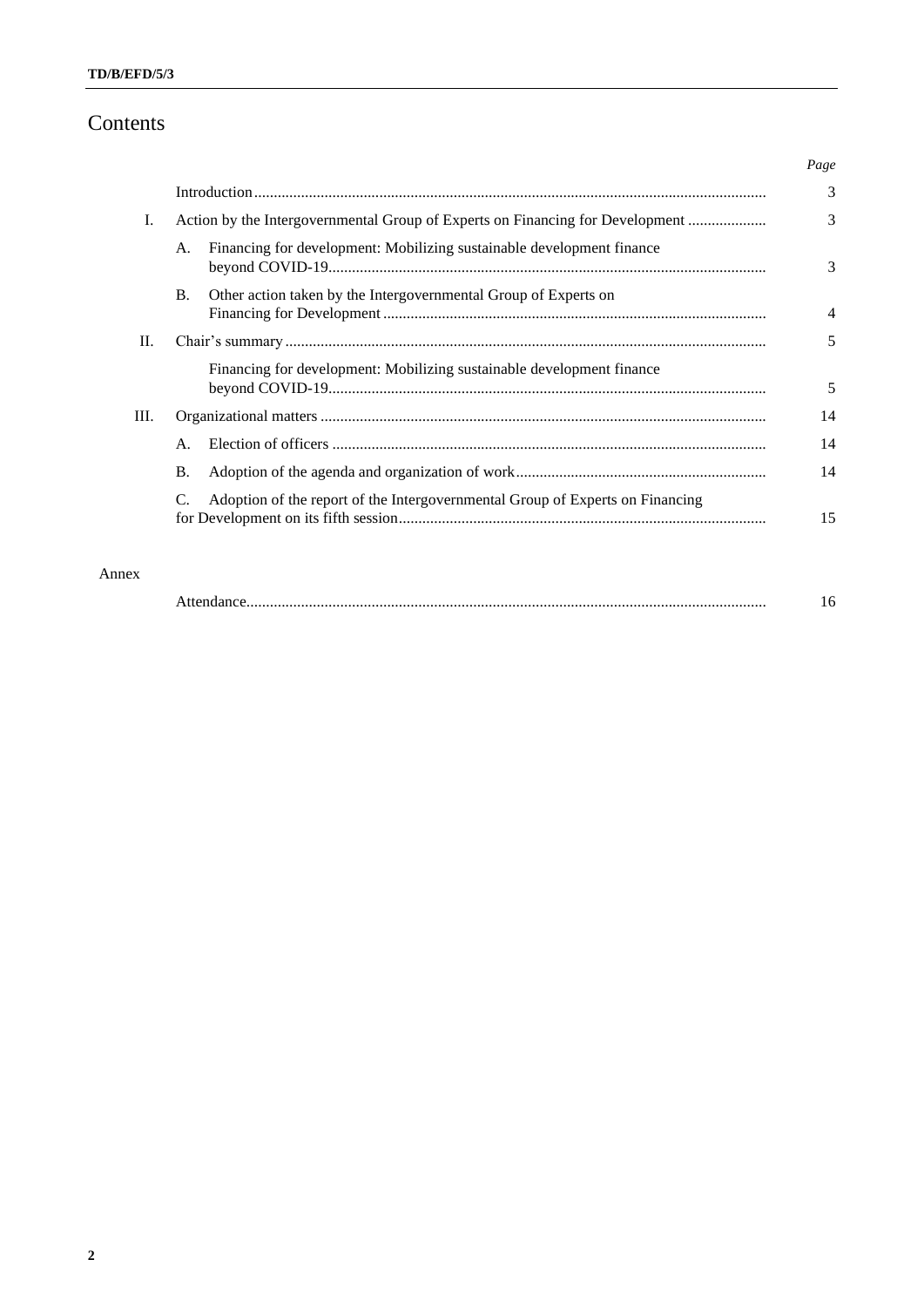# Contents

| | | Page |
|---|---|---|
| | Introduction | 3 |
| I. | Action by the Intergovernmental Group of Experts on Financing for Development | 3 |
| | A. Financing for development: Mobilizing sustainable development finance beyond COVID-19 | 3 |
| | B. Other action taken by the Intergovernmental Group of Experts on Financing for Development | 4 |
| II. | Chair's summary | 5 |
| | Financing for development: Mobilizing sustainable development finance beyond COVID-19 | 5 |
| III. | Organizational matters | 14 |
| | A. Election of officers | 14 |
| | B. Adoption of the agenda and organization of work | 14 |
| | C. Adoption of the report of the Intergovernmental Group of Experts on Financing for Development on its fifth session | 15 |

Annex

| | Page |
|---|---|
| Attendance | 16 |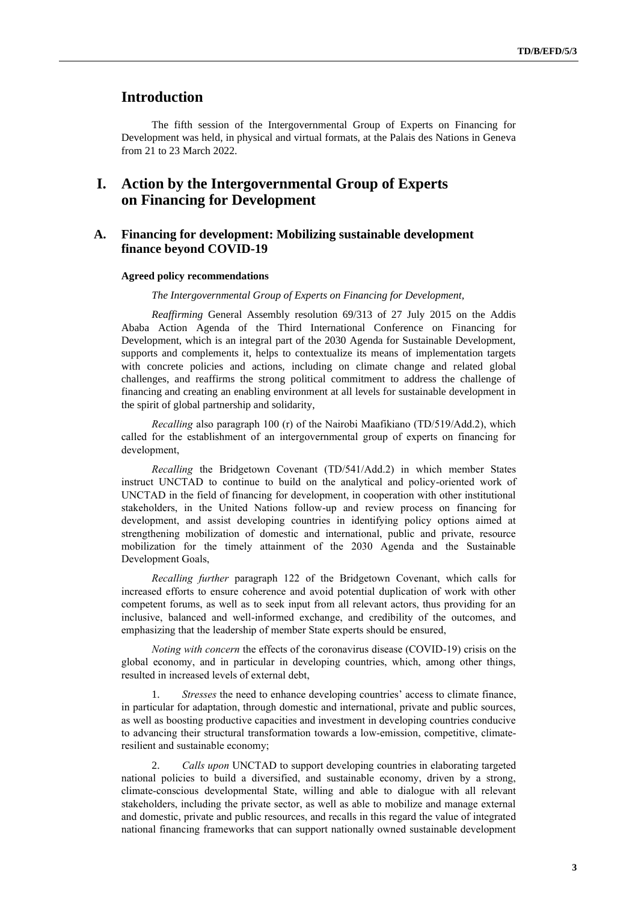# Introduction

The fifth session of the Intergovernmental Group of Experts on Financing for Development was held, in physical and virtual formats, at the Palais des Nations in Geneva from 21 to 23 March 2022.

# I. Action by the Intergovernmental Group of Experts on Financing for Development

## A. Financing for development: Mobilizing sustainable development finance beyond COVID-19

### Agreed policy recommendations

*The Intergovernmental Group of Experts on Financing for Development,*

*Reaffirming* General Assembly resolution 69/313 of 27 July 2015 on the Addis Ababa Action Agenda of the Third International Conference on Financing for Development, which is an integral part of the 2030 Agenda for Sustainable Development, supports and complements it, helps to contextualize its means of implementation targets with concrete policies and actions, including on climate change and related global challenges, and reaffirms the strong political commitment to address the challenge of financing and creating an enabling environment at all levels for sustainable development in the spirit of global partnership and solidarity,

*Recalling* also paragraph 100 (r) of the Nairobi Maafikiano (TD/519/Add.2), which called for the establishment of an intergovernmental group of experts on financing for development,

*Recalling* the Bridgetown Covenant (TD/541/Add.2) in which member States instruct UNCTAD to continue to build on the analytical and policy-oriented work of UNCTAD in the field of financing for development, in cooperation with other institutional stakeholders, in the United Nations follow-up and review process on financing for development, and assist developing countries in identifying policy options aimed at strengthening mobilization of domestic and international, public and private, resource mobilization for the timely attainment of the 2030 Agenda and the Sustainable Development Goals,

*Recalling further* paragraph 122 of the Bridgetown Covenant, which calls for increased efforts to ensure coherence and avoid potential duplication of work with other competent forums, as well as to seek input from all relevant actors, thus providing for an inclusive, balanced and well-informed exchange, and credibility of the outcomes, and emphasizing that the leadership of member State experts should be ensured,

*Noting with concern* the effects of the coronavirus disease (COVID-19) crisis on the global economy, and in particular in developing countries, which, among other things, resulted in increased levels of external debt,

1. *Stresses* the need to enhance developing countries' access to climate finance, in particular for adaptation, through domestic and international, private and public sources, as well as boosting productive capacities and investment in developing countries conducive to advancing their structural transformation towards a low-emission, competitive, climate-resilient and sustainable economy;

2. *Calls upon* UNCTAD to support developing countries in elaborating targeted national policies to build a diversified, and sustainable economy, driven by a strong, climate-conscious developmental State, willing and able to dialogue with all relevant stakeholders, including the private sector, as well as able to mobilize and manage external and domestic, private and public resources, and recalls in this regard the value of integrated national financing frameworks that can support nationally owned sustainable development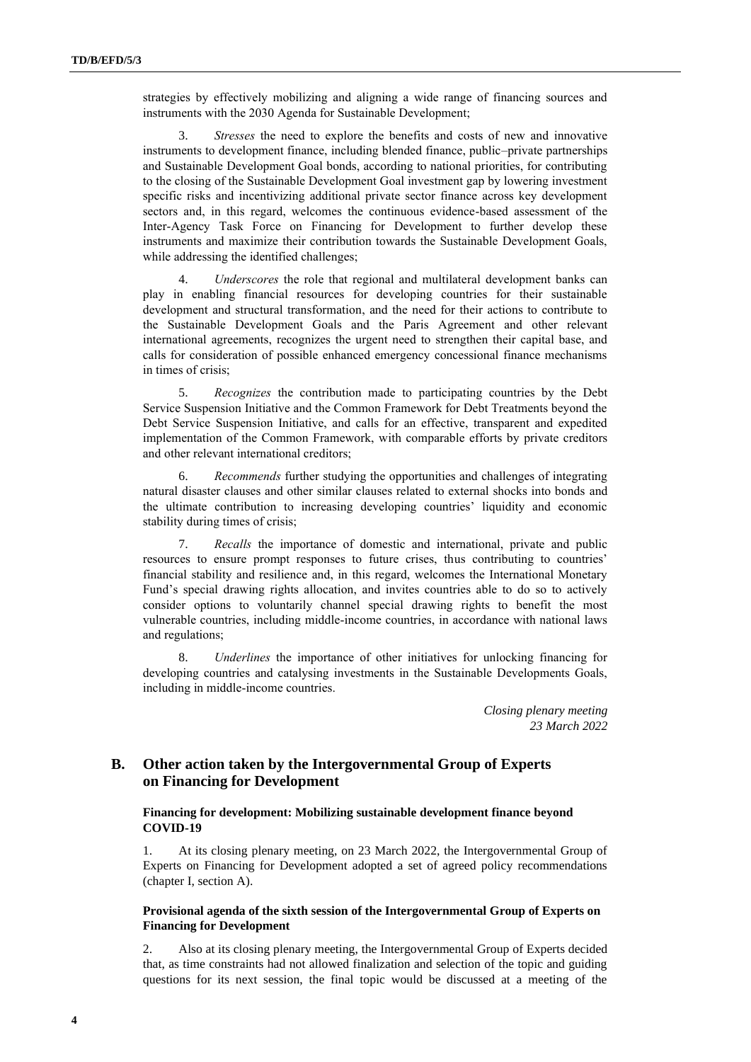strategies by effectively mobilizing and aligning a wide range of financing sources and instruments with the 2030 Agenda for Sustainable Development;

3. *Stresses* the need to explore the benefits and costs of new and innovative instruments to development finance, including blended finance, public–private partnerships and Sustainable Development Goal bonds, according to national priorities, for contributing to the closing of the Sustainable Development Goal investment gap by lowering investment specific risks and incentivizing additional private sector finance across key development sectors and, in this regard, welcomes the continuous evidence-based assessment of the Inter-Agency Task Force on Financing for Development to further develop these instruments and maximize their contribution towards the Sustainable Development Goals, while addressing the identified challenges;

4. *Underscores* the role that regional and multilateral development banks can play in enabling financial resources for developing countries for their sustainable development and structural transformation, and the need for their actions to contribute to the Sustainable Development Goals and the Paris Agreement and other relevant international agreements, recognizes the urgent need to strengthen their capital base, and calls for consideration of possible enhanced emergency concessional finance mechanisms in times of crisis;

5. *Recognizes* the contribution made to participating countries by the Debt Service Suspension Initiative and the Common Framework for Debt Treatments beyond the Debt Service Suspension Initiative, and calls for an effective, transparent and expedited implementation of the Common Framework, with comparable efforts by private creditors and other relevant international creditors;

6. *Recommends* further studying the opportunities and challenges of integrating natural disaster clauses and other similar clauses related to external shocks into bonds and the ultimate contribution to increasing developing countries' liquidity and economic stability during times of crisis;

7. *Recalls* the importance of domestic and international, private and public resources to ensure prompt responses to future crises, thus contributing to countries' financial stability and resilience and, in this regard, welcomes the International Monetary Fund's special drawing rights allocation, and invites countries able to do so to actively consider options to voluntarily channel special drawing rights to benefit the most vulnerable countries, including middle-income countries, in accordance with national laws and regulations;

8. *Underlines* the importance of other initiatives for unlocking financing for developing countries and catalysing investments in the Sustainable Developments Goals, including in middle-income countries.

*Closing plenary meeting*
*23 March 2022*

## B. Other action taken by the Intergovernmental Group of Experts on Financing for Development

### Financing for development: Mobilizing sustainable development finance beyond COVID-19

1. At its closing plenary meeting, on 23 March 2022, the Intergovernmental Group of Experts on Financing for Development adopted a set of agreed policy recommendations (chapter I, section A).

### Provisional agenda of the sixth session of the Intergovernmental Group of Experts on Financing for Development

2. Also at its closing plenary meeting, the Intergovernmental Group of Experts decided that, as time constraints had not allowed finalization and selection of the topic and guiding questions for its next session, the final topic would be discussed at a meeting of the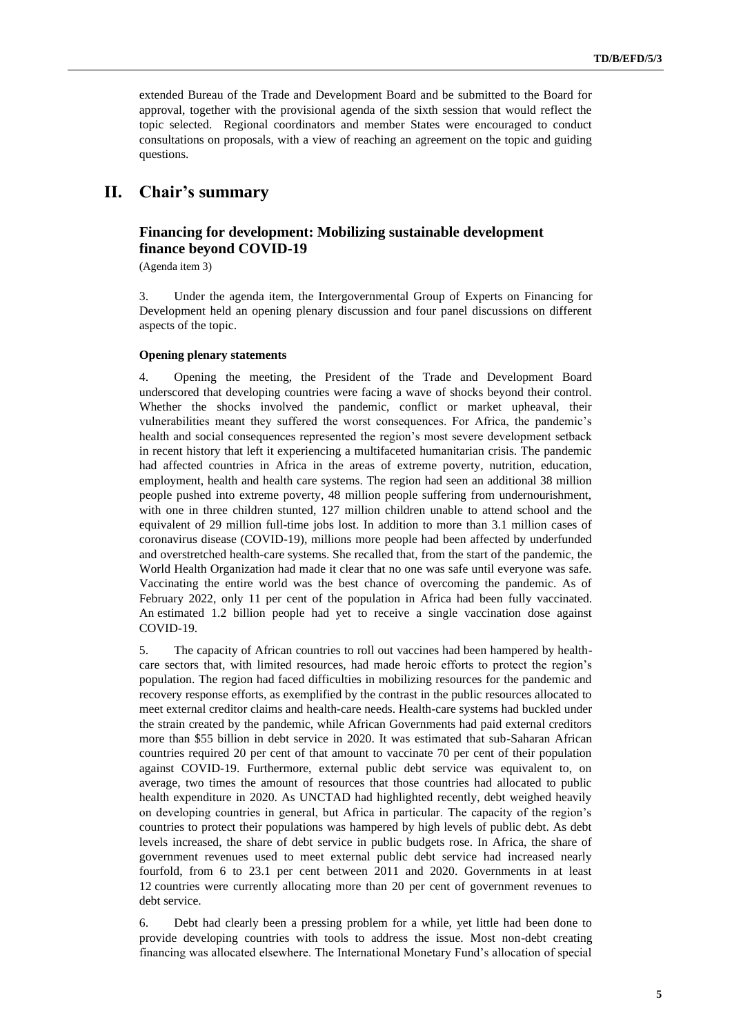extended Bureau of the Trade and Development Board and be submitted to the Board for approval, together with the provisional agenda of the sixth session that would reflect the topic selected. Regional coordinators and member States were encouraged to conduct consultations on proposals, with a view of reaching an agreement on the topic and guiding questions.

# II. Chair's summary

## Financing for development: Mobilizing sustainable development finance beyond COVID-19

(Agenda item 3)

3. Under the agenda item, the Intergovernmental Group of Experts on Financing for Development held an opening plenary discussion and four panel discussions on different aspects of the topic.

### Opening plenary statements

4. Opening the meeting, the President of the Trade and Development Board underscored that developing countries were facing a wave of shocks beyond their control. Whether the shocks involved the pandemic, conflict or market upheaval, their vulnerabilities meant they suffered the worst consequences. For Africa, the pandemic's health and social consequences represented the region's most severe development setback in recent history that left it experiencing a multifaceted humanitarian crisis. The pandemic had affected countries in Africa in the areas of extreme poverty, nutrition, education, employment, health and health care systems. The region had seen an additional 38 million people pushed into extreme poverty, 48 million people suffering from undernourishment, with one in three children stunted, 127 million children unable to attend school and the equivalent of 29 million full-time jobs lost. In addition to more than 3.1 million cases of coronavirus disease (COVID-19), millions more people had been affected by underfunded and overstretched health-care systems. She recalled that, from the start of the pandemic, the World Health Organization had made it clear that no one was safe until everyone was safe. Vaccinating the entire world was the best chance of overcoming the pandemic. As of February 2022, only 11 per cent of the population in Africa had been fully vaccinated. An estimated 1.2 billion people had yet to receive a single vaccination dose against COVID-19.

5. The capacity of African countries to roll out vaccines had been hampered by health-care sectors that, with limited resources, had made heroic efforts to protect the region's population. The region had faced difficulties in mobilizing resources for the pandemic and recovery response efforts, as exemplified by the contrast in the public resources allocated to meet external creditor claims and health-care needs. Health-care systems had buckled under the strain created by the pandemic, while African Governments had paid external creditors more than $55 billion in debt service in 2020. It was estimated that sub-Saharan African countries required 20 per cent of that amount to vaccinate 70 per cent of their population against COVID-19. Furthermore, external public debt service was equivalent to, on average, two times the amount of resources that those countries had allocated to public health expenditure in 2020. As UNCTAD had highlighted recently, debt weighed heavily on developing countries in general, but Africa in particular. The capacity of the region's countries to protect their populations was hampered by high levels of public debt. As debt levels increased, the share of debt service in public budgets rose. In Africa, the share of government revenues used to meet external public debt service had increased nearly fourfold, from 6 to 23.1 per cent between 2011 and 2020. Governments in at least 12 countries were currently allocating more than 20 per cent of government revenues to debt service.

6. Debt had clearly been a pressing problem for a while, yet little had been done to provide developing countries with tools to address the issue. Most non-debt creating financing was allocated elsewhere. The International Monetary Fund's allocation of special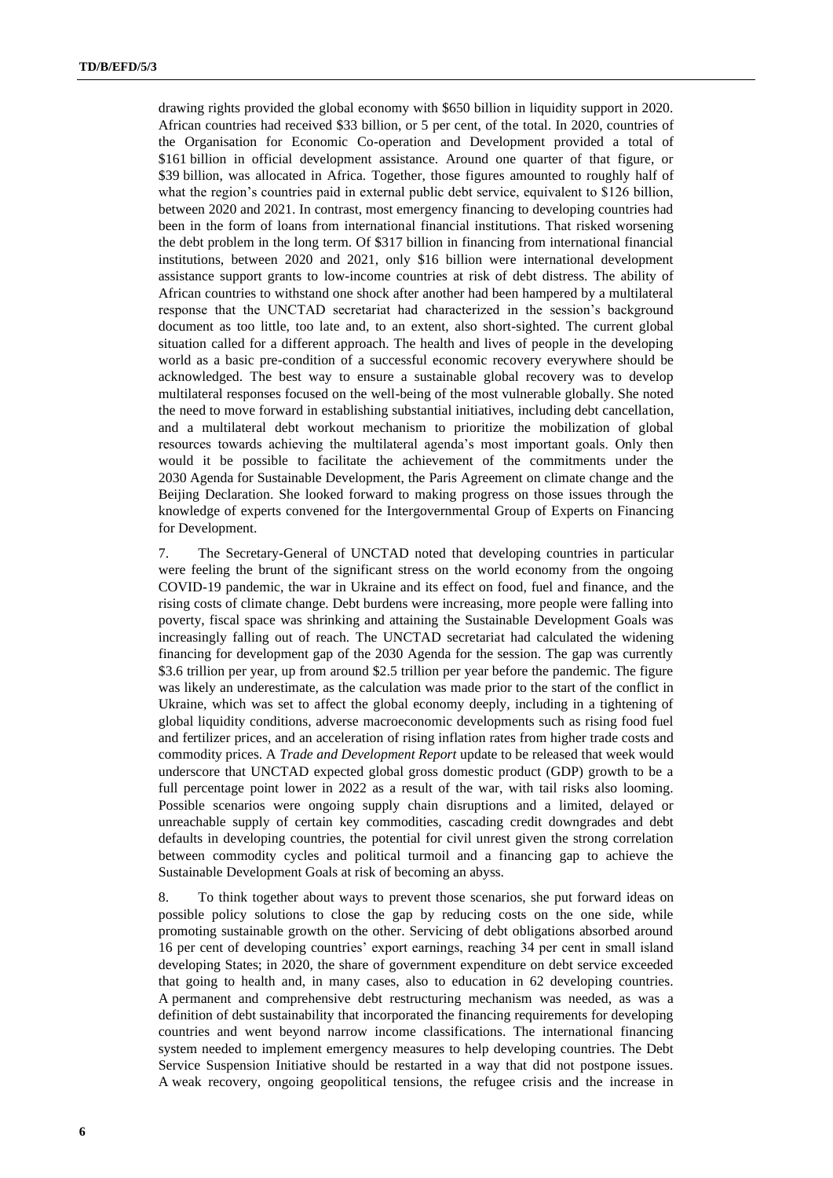drawing rights provided the global economy with $650 billion in liquidity support in 2020. African countries had received $33 billion, or 5 per cent, of the total. In 2020, countries of the Organisation for Economic Co-operation and Development provided a total of $161 billion in official development assistance. Around one quarter of that figure, or $39 billion, was allocated in Africa. Together, those figures amounted to roughly half of what the region's countries paid in external public debt service, equivalent to $126 billion, between 2020 and 2021. In contrast, most emergency financing to developing countries had been in the form of loans from international financial institutions. That risked worsening the debt problem in the long term. Of $317 billion in financing from international financial institutions, between 2020 and 2021, only $16 billion were international development assistance support grants to low-income countries at risk of debt distress. The ability of African countries to withstand one shock after another had been hampered by a multilateral response that the UNCTAD secretariat had characterized in the session's background document as too little, too late and, to an extent, also short-sighted. The current global situation called for a different approach. The health and lives of people in the developing world as a basic pre-condition of a successful economic recovery everywhere should be acknowledged. The best way to ensure a sustainable global recovery was to develop multilateral responses focused on the well-being of the most vulnerable globally. She noted the need to move forward in establishing substantial initiatives, including debt cancellation, and a multilateral debt workout mechanism to prioritize the mobilization of global resources towards achieving the multilateral agenda's most important goals. Only then would it be possible to facilitate the achievement of the commitments under the 2030 Agenda for Sustainable Development, the Paris Agreement on climate change and the Beijing Declaration. She looked forward to making progress on those issues through the knowledge of experts convened for the Intergovernmental Group of Experts on Financing for Development.

7. The Secretary-General of UNCTAD noted that developing countries in particular were feeling the brunt of the significant stress on the world economy from the ongoing COVID-19 pandemic, the war in Ukraine and its effect on food, fuel and finance, and the rising costs of climate change. Debt burdens were increasing, more people were falling into poverty, fiscal space was shrinking and attaining the Sustainable Development Goals was increasingly falling out of reach. The UNCTAD secretariat had calculated the widening financing for development gap of the 2030 Agenda for the session. The gap was currently $3.6 trillion per year, up from around $2.5 trillion per year before the pandemic. The figure was likely an underestimate, as the calculation was made prior to the start of the conflict in Ukraine, which was set to affect the global economy deeply, including in a tightening of global liquidity conditions, adverse macroeconomic developments such as rising food fuel and fertilizer prices, and an acceleration of rising inflation rates from higher trade costs and commodity prices. A *Trade and Development Report* update to be released that week would underscore that UNCTAD expected global gross domestic product (GDP) growth to be a full percentage point lower in 2022 as a result of the war, with tail risks also looming. Possible scenarios were ongoing supply chain disruptions and a limited, delayed or unreachable supply of certain key commodities, cascading credit downgrades and debt defaults in developing countries, the potential for civil unrest given the strong correlation between commodity cycles and political turmoil and a financing gap to achieve the Sustainable Development Goals at risk of becoming an abyss.

8. To think together about ways to prevent those scenarios, she put forward ideas on possible policy solutions to close the gap by reducing costs on the one side, while promoting sustainable growth on the other. Servicing of debt obligations absorbed around 16 per cent of developing countries' export earnings, reaching 34 per cent in small island developing States; in 2020, the share of government expenditure on debt service exceeded that going to health and, in many cases, also to education in 62 developing countries. A permanent and comprehensive debt restructuring mechanism was needed, as was a definition of debt sustainability that incorporated the financing requirements for developing countries and went beyond narrow income classifications. The international financing system needed to implement emergency measures to help developing countries. The Debt Service Suspension Initiative should be restarted in a way that did not postpone issues. A weak recovery, ongoing geopolitical tensions, the refugee crisis and the increase in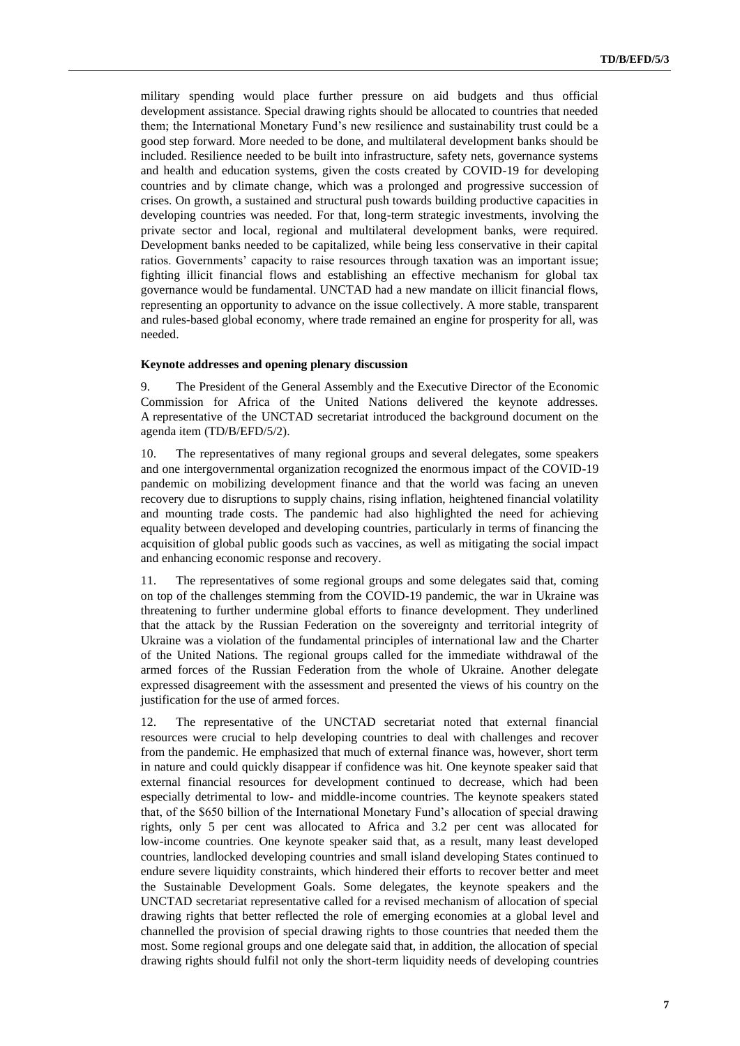military spending would place further pressure on aid budgets and thus official development assistance. Special drawing rights should be allocated to countries that needed them; the International Monetary Fund's new resilience and sustainability trust could be a good step forward. More needed to be done, and multilateral development banks should be included. Resilience needed to be built into infrastructure, safety nets, governance systems and health and education systems, given the costs created by COVID-19 for developing countries and by climate change, which was a prolonged and progressive succession of crises. On growth, a sustained and structural push towards building productive capacities in developing countries was needed. For that, long-term strategic investments, involving the private sector and local, regional and multilateral development banks, were required. Development banks needed to be capitalized, while being less conservative in their capital ratios. Governments' capacity to raise resources through taxation was an important issue; fighting illicit financial flows and establishing an effective mechanism for global tax governance would be fundamental. UNCTAD had a new mandate on illicit financial flows, representing an opportunity to advance on the issue collectively. A more stable, transparent and rules-based global economy, where trade remained an engine for prosperity for all, was needed.

**Keynote addresses and opening plenary discussion**

9. The President of the General Assembly and the Executive Director of the Economic Commission for Africa of the United Nations delivered the keynote addresses. A representative of the UNCTAD secretariat introduced the background document on the agenda item (TD/B/EFD/5/2).

10. The representatives of many regional groups and several delegates, some speakers and one intergovernmental organization recognized the enormous impact of the COVID-19 pandemic on mobilizing development finance and that the world was facing an uneven recovery due to disruptions to supply chains, rising inflation, heightened financial volatility and mounting trade costs. The pandemic had also highlighted the need for achieving equality between developed and developing countries, particularly in terms of financing the acquisition of global public goods such as vaccines, as well as mitigating the social impact and enhancing economic response and recovery.

11. The representatives of some regional groups and some delegates said that, coming on top of the challenges stemming from the COVID-19 pandemic, the war in Ukraine was threatening to further undermine global efforts to finance development. They underlined that the attack by the Russian Federation on the sovereignty and territorial integrity of Ukraine was a violation of the fundamental principles of international law and the Charter of the United Nations. The regional groups called for the immediate withdrawal of the armed forces of the Russian Federation from the whole of Ukraine. Another delegate expressed disagreement with the assessment and presented the views of his country on the justification for the use of armed forces.

12. The representative of the UNCTAD secretariat noted that external financial resources were crucial to help developing countries to deal with challenges and recover from the pandemic. He emphasized that much of external finance was, however, short term in nature and could quickly disappear if confidence was hit. One keynote speaker said that external financial resources for development continued to decrease, which had been especially detrimental to low- and middle-income countries. The keynote speakers stated that, of the \$650 billion of the International Monetary Fund's allocation of special drawing rights, only 5 per cent was allocated to Africa and 3.2 per cent was allocated for low-income countries. One keynote speaker said that, as a result, many least developed countries, landlocked developing countries and small island developing States continued to endure severe liquidity constraints, which hindered their efforts to recover better and meet the Sustainable Development Goals. Some delegates, the keynote speakers and the UNCTAD secretariat representative called for a revised mechanism of allocation of special drawing rights that better reflected the role of emerging economies at a global level and channelled the provision of special drawing rights to those countries that needed them the most. Some regional groups and one delegate said that, in addition, the allocation of special drawing rights should fulfil not only the short-term liquidity needs of developing countries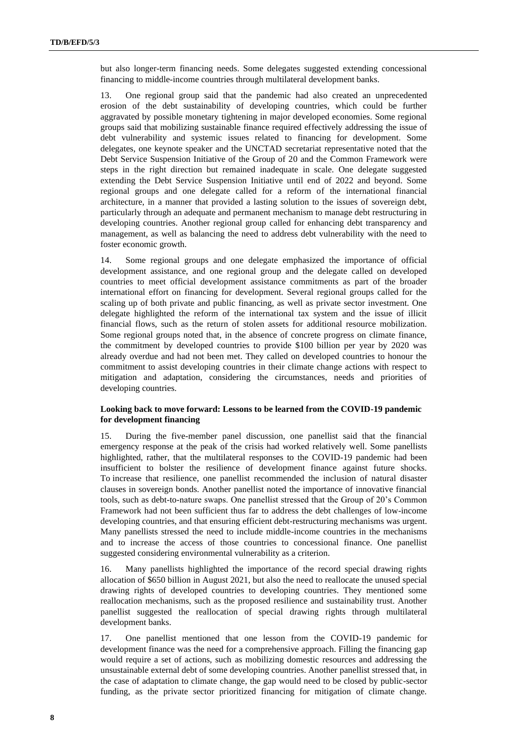but also longer-term financing needs. Some delegates suggested extending concessional financing to middle-income countries through multilateral development banks.

13. One regional group said that the pandemic had also created an unprecedented erosion of the debt sustainability of developing countries, which could be further aggravated by possible monetary tightening in major developed economies. Some regional groups said that mobilizing sustainable finance required effectively addressing the issue of debt vulnerability and systemic issues related to financing for development. Some delegates, one keynote speaker and the UNCTAD secretariat representative noted that the Debt Service Suspension Initiative of the Group of 20 and the Common Framework were steps in the right direction but remained inadequate in scale. One delegate suggested extending the Debt Service Suspension Initiative until end of 2022 and beyond. Some regional groups and one delegate called for a reform of the international financial architecture, in a manner that provided a lasting solution to the issues of sovereign debt, particularly through an adequate and permanent mechanism to manage debt restructuring in developing countries. Another regional group called for enhancing debt transparency and management, as well as balancing the need to address debt vulnerability with the need to foster economic growth.

14. Some regional groups and one delegate emphasized the importance of official development assistance, and one regional group and the delegate called on developed countries to meet official development assistance commitments as part of the broader international effort on financing for development. Several regional groups called for the scaling up of both private and public financing, as well as private sector investment. One delegate highlighted the reform of the international tax system and the issue of illicit financial flows, such as the return of stolen assets for additional resource mobilization. Some regional groups noted that, in the absence of concrete progress on climate finance, the commitment by developed countries to provide $100 billion per year by 2020 was already overdue and had not been met. They called on developed countries to honour the commitment to assist developing countries in their climate change actions with respect to mitigation and adaptation, considering the circumstances, needs and priorities of developing countries.

**Looking back to move forward: Lessons to be learned from the COVID-19 pandemic for development financing**

15. During the five-member panel discussion, one panellist said that the financial emergency response at the peak of the crisis had worked relatively well. Some panellists highlighted, rather, that the multilateral responses to the COVID-19 pandemic had been insufficient to bolster the resilience of development finance against future shocks. To increase that resilience, one panellist recommended the inclusion of natural disaster clauses in sovereign bonds. Another panellist noted the importance of innovative financial tools, such as debt-to-nature swaps. One panellist stressed that the Group of 20's Common Framework had not been sufficient thus far to address the debt challenges of low-income developing countries, and that ensuring efficient debt-restructuring mechanisms was urgent. Many panellists stressed the need to include middle-income countries in the mechanisms and to increase the access of those countries to concessional finance. One panellist suggested considering environmental vulnerability as a criterion.

16. Many panellists highlighted the importance of the record special drawing rights allocation of $650 billion in August 2021, but also the need to reallocate the unused special drawing rights of developed countries to developing countries. They mentioned some reallocation mechanisms, such as the proposed resilience and sustainability trust. Another panellist suggested the reallocation of special drawing rights through multilateral development banks.

17. One panellist mentioned that one lesson from the COVID-19 pandemic for development finance was the need for a comprehensive approach. Filling the financing gap would require a set of actions, such as mobilizing domestic resources and addressing the unsustainable external debt of some developing countries. Another panellist stressed that, in the case of adaptation to climate change, the gap would need to be closed by public-sector funding, as the private sector prioritized financing for mitigation of climate change.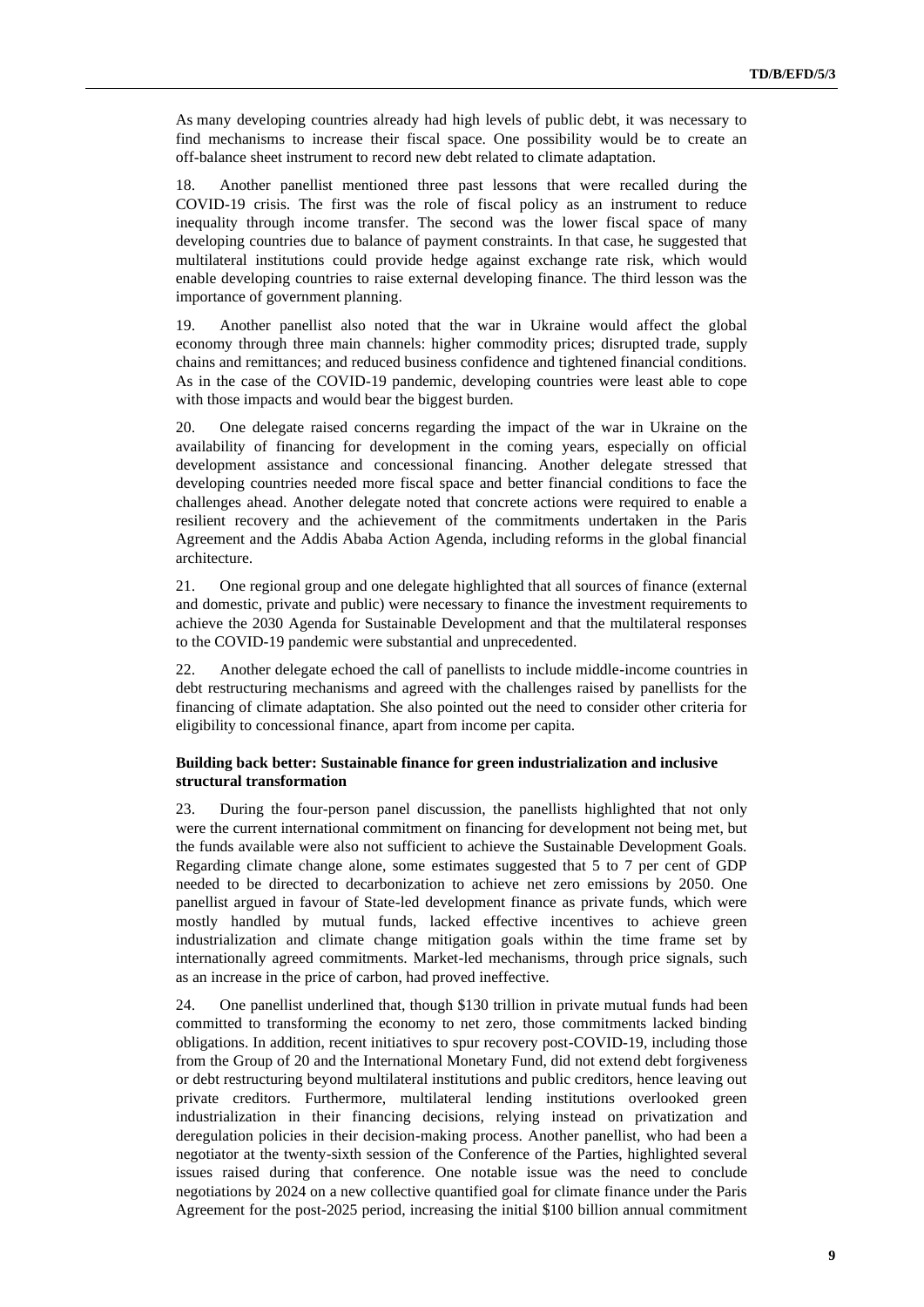As many developing countries already had high levels of public debt, it was necessary to find mechanisms to increase their fiscal space. One possibility would be to create an off-balance sheet instrument to record new debt related to climate adaptation.

18. Another panellist mentioned three past lessons that were recalled during the COVID-19 crisis. The first was the role of fiscal policy as an instrument to reduce inequality through income transfer. The second was the lower fiscal space of many developing countries due to balance of payment constraints. In that case, he suggested that multilateral institutions could provide hedge against exchange rate risk, which would enable developing countries to raise external developing finance. The third lesson was the importance of government planning.

19. Another panellist also noted that the war in Ukraine would affect the global economy through three main channels: higher commodity prices; disrupted trade, supply chains and remittances; and reduced business confidence and tightened financial conditions. As in the case of the COVID-19 pandemic, developing countries were least able to cope with those impacts and would bear the biggest burden.

20. One delegate raised concerns regarding the impact of the war in Ukraine on the availability of financing for development in the coming years, especially on official development assistance and concessional financing. Another delegate stressed that developing countries needed more fiscal space and better financial conditions to face the challenges ahead. Another delegate noted that concrete actions were required to enable a resilient recovery and the achievement of the commitments undertaken in the Paris Agreement and the Addis Ababa Action Agenda, including reforms in the global financial architecture.

21. One regional group and one delegate highlighted that all sources of finance (external and domestic, private and public) were necessary to finance the investment requirements to achieve the 2030 Agenda for Sustainable Development and that the multilateral responses to the COVID-19 pandemic were substantial and unprecedented.

22. Another delegate echoed the call of panellists to include middle-income countries in debt restructuring mechanisms and agreed with the challenges raised by panellists for the financing of climate adaptation. She also pointed out the need to consider other criteria for eligibility to concessional finance, apart from income per capita.

**Building back better: Sustainable finance for green industrialization and inclusive structural transformation**

23. During the four-person panel discussion, the panellists highlighted that not only were the current international commitment on financing for development not being met, but the funds available were also not sufficient to achieve the Sustainable Development Goals. Regarding climate change alone, some estimates suggested that 5 to 7 per cent of GDP needed to be directed to decarbonization to achieve net zero emissions by 2050. One panellist argued in favour of State-led development finance as private funds, which were mostly handled by mutual funds, lacked effective incentives to achieve green industrialization and climate change mitigation goals within the time frame set by internationally agreed commitments. Market-led mechanisms, through price signals, such as an increase in the price of carbon, had proved ineffective.

24. One panellist underlined that, though $130 trillion in private mutual funds had been committed to transforming the economy to net zero, those commitments lacked binding obligations. In addition, recent initiatives to spur recovery post-COVID-19, including those from the Group of 20 and the International Monetary Fund, did not extend debt forgiveness or debt restructuring beyond multilateral institutions and public creditors, hence leaving out private creditors. Furthermore, multilateral lending institutions overlooked green industrialization in their financing decisions, relying instead on privatization and deregulation policies in their decision-making process. Another panellist, who had been a negotiator at the twenty-sixth session of the Conference of the Parties, highlighted several issues raised during that conference. One notable issue was the need to conclude negotiations by 2024 on a new collective quantified goal for climate finance under the Paris Agreement for the post-2025 period, increasing the initial $100 billion annual commitment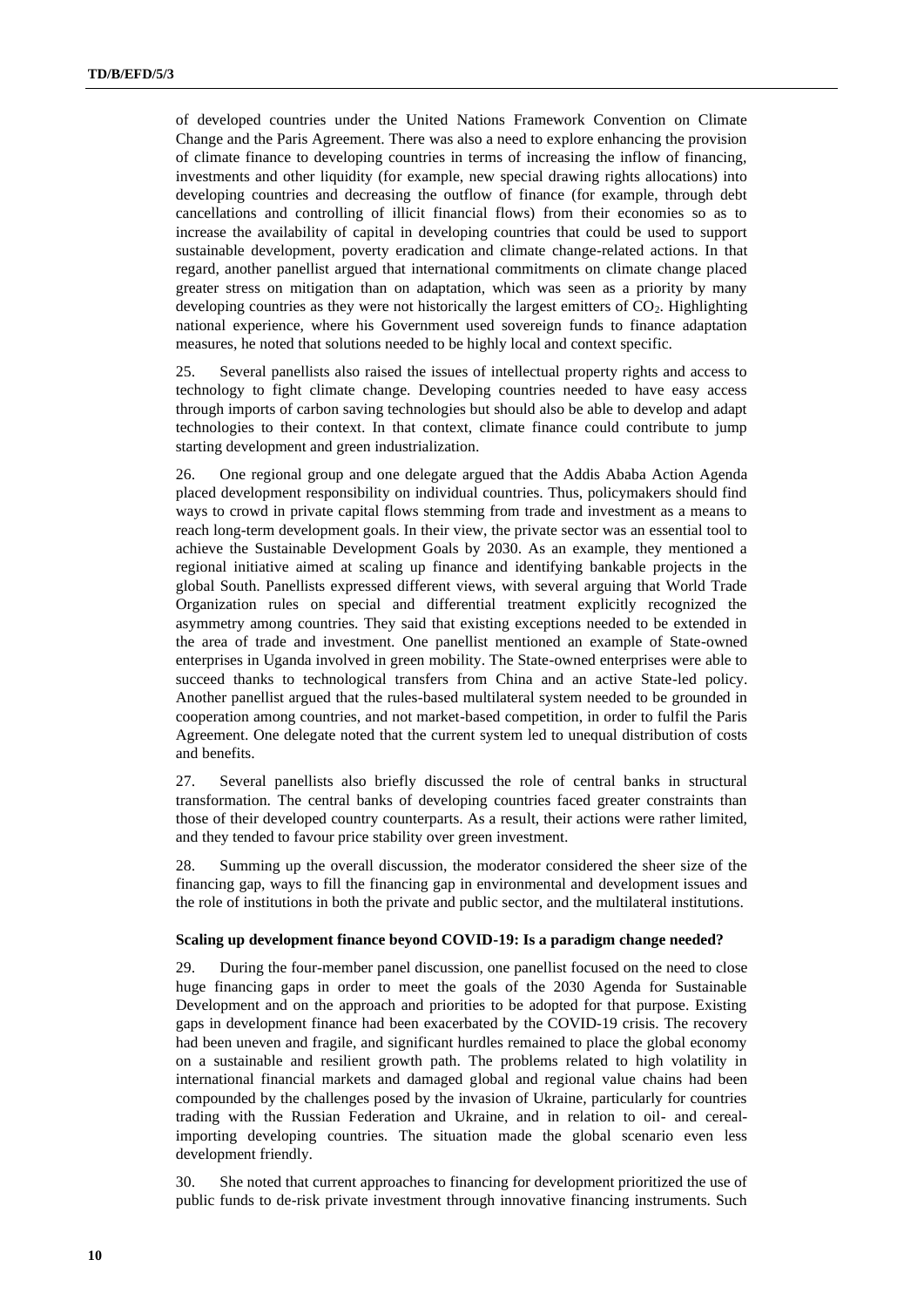of developed countries under the United Nations Framework Convention on Climate Change and the Paris Agreement. There was also a need to explore enhancing the provision of climate finance to developing countries in terms of increasing the inflow of financing, investments and other liquidity (for example, new special drawing rights allocations) into developing countries and decreasing the outflow of finance (for example, through debt cancellations and controlling of illicit financial flows) from their economies so as to increase the availability of capital in developing countries that could be used to support sustainable development, poverty eradication and climate change-related actions. In that regard, another panellist argued that international commitments on climate change placed greater stress on mitigation than on adaptation, which was seen as a priority by many developing countries as they were not historically the largest emitters of $CO_2$. Highlighting national experience, where his Government used sovereign funds to finance adaptation measures, he noted that solutions needed to be highly local and context specific.

25. Several panellists also raised the issues of intellectual property rights and access to technology to fight climate change. Developing countries needed to have easy access through imports of carbon saving technologies but should also be able to develop and adapt technologies to their context. In that context, climate finance could contribute to jump starting development and green industrialization.

26. One regional group and one delegate argued that the Addis Ababa Action Agenda placed development responsibility on individual countries. Thus, policymakers should find ways to crowd in private capital flows stemming from trade and investment as a means to reach long-term development goals. In their view, the private sector was an essential tool to achieve the Sustainable Development Goals by 2030. As an example, they mentioned a regional initiative aimed at scaling up finance and identifying bankable projects in the global South. Panellists expressed different views, with several arguing that World Trade Organization rules on special and differential treatment explicitly recognized the asymmetry among countries. They said that existing exceptions needed to be extended in the area of trade and investment. One panellist mentioned an example of State-owned enterprises in Uganda involved in green mobility. The State-owned enterprises were able to succeed thanks to technological transfers from China and an active State-led policy. Another panellist argued that the rules-based multilateral system needed to be grounded in cooperation among countries, and not market-based competition, in order to fulfil the Paris Agreement. One delegate noted that the current system led to unequal distribution of costs and benefits.

27. Several panellists also briefly discussed the role of central banks in structural transformation. The central banks of developing countries faced greater constraints than those of their developed country counterparts. As a result, their actions were rather limited, and they tended to favour price stability over green investment.

28. Summing up the overall discussion, the moderator considered the sheer size of the financing gap, ways to fill the financing gap in environmental and development issues and the role of institutions in both the private and public sector, and the multilateral institutions.

**Scaling up development finance beyond COVID-19: Is a paradigm change needed?**

29. During the four-member panel discussion, one panellist focused on the need to close huge financing gaps in order to meet the goals of the 2030 Agenda for Sustainable Development and on the approach and priorities to be adopted for that purpose. Existing gaps in development finance had been exacerbated by the COVID-19 crisis. The recovery had been uneven and fragile, and significant hurdles remained to place the global economy on a sustainable and resilient growth path. The problems related to high volatility in international financial markets and damaged global and regional value chains had been compounded by the challenges posed by the invasion of Ukraine, particularly for countries trading with the Russian Federation and Ukraine, and in relation to oil- and cereal-importing developing countries. The situation made the global scenario even less development friendly.

30. She noted that current approaches to financing for development prioritized the use of public funds to de-risk private investment through innovative financing instruments. Such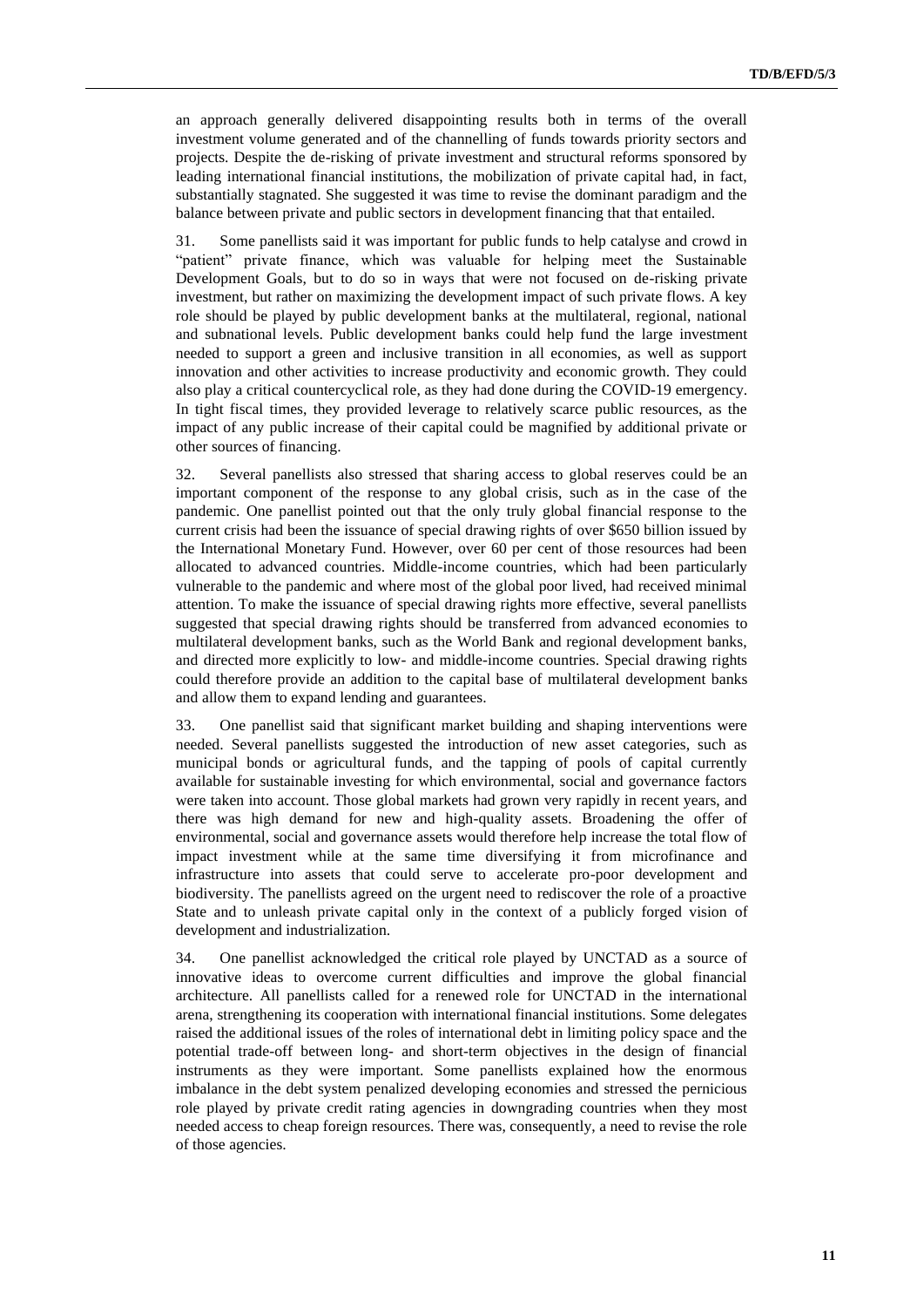an approach generally delivered disappointing results both in terms of the overall investment volume generated and of the channelling of funds towards priority sectors and projects. Despite the de-risking of private investment and structural reforms sponsored by leading international financial institutions, the mobilization of private capital had, in fact, substantially stagnated. She suggested it was time to revise the dominant paradigm and the balance between private and public sectors in development financing that that entailed.

31. Some panellists said it was important for public funds to help catalyse and crowd in "patient" private finance, which was valuable for helping meet the Sustainable Development Goals, but to do so in ways that were not focused on de-risking private investment, but rather on maximizing the development impact of such private flows. A key role should be played by public development banks at the multilateral, regional, national and subnational levels. Public development banks could help fund the large investment needed to support a green and inclusive transition in all economies, as well as support innovation and other activities to increase productivity and economic growth. They could also play a critical countercyclical role, as they had done during the COVID-19 emergency. In tight fiscal times, they provided leverage to relatively scarce public resources, as the impact of any public increase of their capital could be magnified by additional private or other sources of financing.

32. Several panellists also stressed that sharing access to global reserves could be an important component of the response to any global crisis, such as in the case of the pandemic. One panellist pointed out that the only truly global financial response to the current crisis had been the issuance of special drawing rights of over $650 billion issued by the International Monetary Fund. However, over 60 per cent of those resources had been allocated to advanced countries. Middle-income countries, which had been particularly vulnerable to the pandemic and where most of the global poor lived, had received minimal attention. To make the issuance of special drawing rights more effective, several panellists suggested that special drawing rights should be transferred from advanced economies to multilateral development banks, such as the World Bank and regional development banks, and directed more explicitly to low- and middle-income countries. Special drawing rights could therefore provide an addition to the capital base of multilateral development banks and allow them to expand lending and guarantees.

33. One panellist said that significant market building and shaping interventions were needed. Several panellists suggested the introduction of new asset categories, such as municipal bonds or agricultural funds, and the tapping of pools of capital currently available for sustainable investing for which environmental, social and governance factors were taken into account. Those global markets had grown very rapidly in recent years, and there was high demand for new and high-quality assets. Broadening the offer of environmental, social and governance assets would therefore help increase the total flow of impact investment while at the same time diversifying it from microfinance and infrastructure into assets that could serve to accelerate pro-poor development and biodiversity. The panellists agreed on the urgent need to rediscover the role of a proactive State and to unleash private capital only in the context of a publicly forged vision of development and industrialization.

34. One panellist acknowledged the critical role played by UNCTAD as a source of innovative ideas to overcome current difficulties and improve the global financial architecture. All panellists called for a renewed role for UNCTAD in the international arena, strengthening its cooperation with international financial institutions. Some delegates raised the additional issues of the roles of international debt in limiting policy space and the potential trade-off between long- and short-term objectives in the design of financial instruments as they were important. Some panellists explained how the enormous imbalance in the debt system penalized developing economies and stressed the pernicious role played by private credit rating agencies in downgrading countries when they most needed access to cheap foreign resources. There was, consequently, a need to revise the role of those agencies.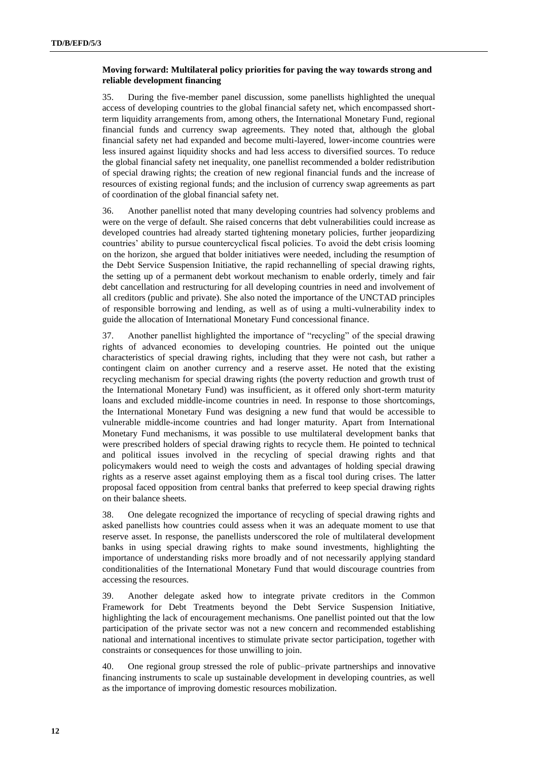**Moving forward: Multilateral policy priorities for paving the way towards strong and reliable development financing**

35. During the five-member panel discussion, some panellists highlighted the unequal access of developing countries to the global financial safety net, which encompassed short-term liquidity arrangements from, among others, the International Monetary Fund, regional financial funds and currency swap agreements. They noted that, although the global financial safety net had expanded and become multi-layered, lower-income countries were less insured against liquidity shocks and had less access to diversified sources. To reduce the global financial safety net inequality, one panellist recommended a bolder redistribution of special drawing rights; the creation of new regional financial funds and the increase of resources of existing regional funds; and the inclusion of currency swap agreements as part of coordination of the global financial safety net.

36. Another panellist noted that many developing countries had solvency problems and were on the verge of default. She raised concerns that debt vulnerabilities could increase as developed countries had already started tightening monetary policies, further jeopardizing countries' ability to pursue countercyclical fiscal policies. To avoid the debt crisis looming on the horizon, she argued that bolder initiatives were needed, including the resumption of the Debt Service Suspension Initiative, the rapid rechannelling of special drawing rights, the setting up of a permanent debt workout mechanism to enable orderly, timely and fair debt cancellation and restructuring for all developing countries in need and involvement of all creditors (public and private). She also noted the importance of the UNCTAD principles of responsible borrowing and lending, as well as of using a multi-vulnerability index to guide the allocation of International Monetary Fund concessional finance.

37. Another panellist highlighted the importance of "recycling" of the special drawing rights of advanced economies to developing countries. He pointed out the unique characteristics of special drawing rights, including that they were not cash, but rather a contingent claim on another currency and a reserve asset. He noted that the existing recycling mechanism for special drawing rights (the poverty reduction and growth trust of the International Monetary Fund) was insufficient, as it offered only short-term maturity loans and excluded middle-income countries in need. In response to those shortcomings, the International Monetary Fund was designing a new fund that would be accessible to vulnerable middle-income countries and had longer maturity. Apart from International Monetary Fund mechanisms, it was possible to use multilateral development banks that were prescribed holders of special drawing rights to recycle them. He pointed to technical and political issues involved in the recycling of special drawing rights and that policymakers would need to weigh the costs and advantages of holding special drawing rights as a reserve asset against employing them as a fiscal tool during crises. The latter proposal faced opposition from central banks that preferred to keep special drawing rights on their balance sheets.

38. One delegate recognized the importance of recycling of special drawing rights and asked panellists how countries could assess when it was an adequate moment to use that reserve asset. In response, the panellists underscored the role of multilateral development banks in using special drawing rights to make sound investments, highlighting the importance of understanding risks more broadly and of not necessarily applying standard conditionalities of the International Monetary Fund that would discourage countries from accessing the resources.

39. Another delegate asked how to integrate private creditors in the Common Framework for Debt Treatments beyond the Debt Service Suspension Initiative, highlighting the lack of encouragement mechanisms. One panellist pointed out that the low participation of the private sector was not a new concern and recommended establishing national and international incentives to stimulate private sector participation, together with constraints or consequences for those unwilling to join.

40. One regional group stressed the role of public–private partnerships and innovative financing instruments to scale up sustainable development in developing countries, as well as the importance of improving domestic resources mobilization.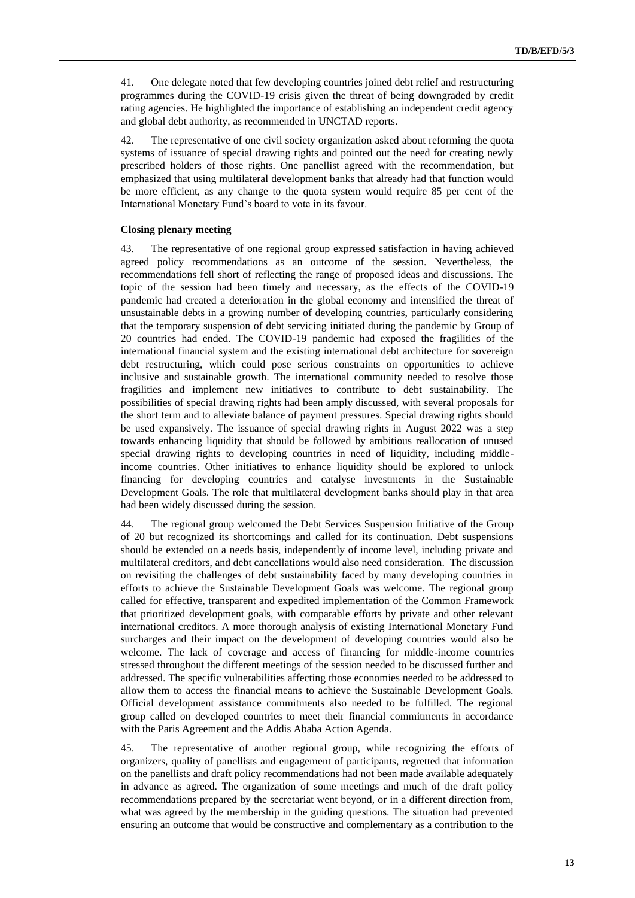41. One delegate noted that few developing countries joined debt relief and restructuring programmes during the COVID-19 crisis given the threat of being downgraded by credit rating agencies. He highlighted the importance of establishing an independent credit agency and global debt authority, as recommended in UNCTAD reports.

42. The representative of one civil society organization asked about reforming the quota systems of issuance of special drawing rights and pointed out the need for creating newly prescribed holders of those rights. One panellist agreed with the recommendation, but emphasized that using multilateral development banks that already had that function would be more efficient, as any change to the quota system would require 85 per cent of the International Monetary Fund's board to vote in its favour.

**Closing plenary meeting**

43. The representative of one regional group expressed satisfaction in having achieved agreed policy recommendations as an outcome of the session. Nevertheless, the recommendations fell short of reflecting the range of proposed ideas and discussions. The topic of the session had been timely and necessary, as the effects of the COVID-19 pandemic had created a deterioration in the global economy and intensified the threat of unsustainable debts in a growing number of developing countries, particularly considering that the temporary suspension of debt servicing initiated during the pandemic by Group of 20 countries had ended. The COVID-19 pandemic had exposed the fragilities of the international financial system and the existing international debt architecture for sovereign debt restructuring, which could pose serious constraints on opportunities to achieve inclusive and sustainable growth. The international community needed to resolve those fragilities and implement new initiatives to contribute to debt sustainability. The possibilities of special drawing rights had been amply discussed, with several proposals for the short term and to alleviate balance of payment pressures. Special drawing rights should be used expansively. The issuance of special drawing rights in August 2022 was a step towards enhancing liquidity that should be followed by ambitious reallocation of unused special drawing rights to developing countries in need of liquidity, including middle-income countries. Other initiatives to enhance liquidity should be explored to unlock financing for developing countries and catalyse investments in the Sustainable Development Goals. The role that multilateral development banks should play in that area had been widely discussed during the session.

44. The regional group welcomed the Debt Services Suspension Initiative of the Group of 20 but recognized its shortcomings and called for its continuation. Debt suspensions should be extended on a needs basis, independently of income level, including private and multilateral creditors, and debt cancellations would also need consideration. The discussion on revisiting the challenges of debt sustainability faced by many developing countries in efforts to achieve the Sustainable Development Goals was welcome. The regional group called for effective, transparent and expedited implementation of the Common Framework that prioritized development goals, with comparable efforts by private and other relevant international creditors. A more thorough analysis of existing International Monetary Fund surcharges and their impact on the development of developing countries would also be welcome. The lack of coverage and access of financing for middle-income countries stressed throughout the different meetings of the session needed to be discussed further and addressed. The specific vulnerabilities affecting those economies needed to be addressed to allow them to access the financial means to achieve the Sustainable Development Goals. Official development assistance commitments also needed to be fulfilled. The regional group called on developed countries to meet their financial commitments in accordance with the Paris Agreement and the Addis Ababa Action Agenda.

45. The representative of another regional group, while recognizing the efforts of organizers, quality of panellists and engagement of participants, regretted that information on the panellists and draft policy recommendations had not been made available adequately in advance as agreed. The organization of some meetings and much of the draft policy recommendations prepared by the secretariat went beyond, or in a different direction from, what was agreed by the membership in the guiding questions. The situation had prevented ensuring an outcome that would be constructive and complementary as a contribution to the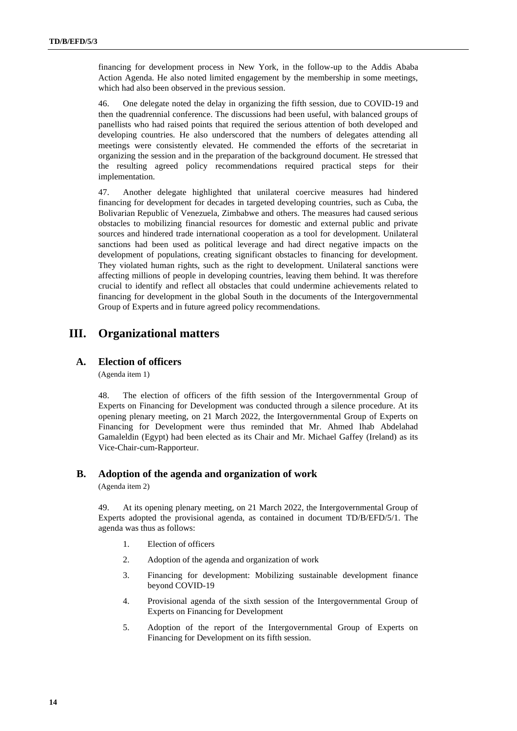financing for development process in New York, in the follow-up to the Addis Ababa Action Agenda. He also noted limited engagement by the membership in some meetings, which had also been observed in the previous session.

46. One delegate noted the delay in organizing the fifth session, due to COVID-19 and then the quadrennial conference. The discussions had been useful, with balanced groups of panellists who had raised points that required the serious attention of both developed and developing countries. He also underscored that the numbers of delegates attending all meetings were consistently elevated. He commended the efforts of the secretariat in organizing the session and in the preparation of the background document. He stressed that the resulting agreed policy recommendations required practical steps for their implementation.

47. Another delegate highlighted that unilateral coercive measures had hindered financing for development for decades in targeted developing countries, such as Cuba, the Bolivarian Republic of Venezuela, Zimbabwe and others. The measures had caused serious obstacles to mobilizing financial resources for domestic and external public and private sources and hindered trade international cooperation as a tool for development. Unilateral sanctions had been used as political leverage and had direct negative impacts on the development of populations, creating significant obstacles to financing for development. They violated human rights, such as the right to development. Unilateral sanctions were affecting millions of people in developing countries, leaving them behind. It was therefore crucial to identify and reflect all obstacles that could undermine achievements related to financing for development in the global South in the documents of the Intergovernmental Group of Experts and in future agreed policy recommendations.

# III. Organizational matters

## A. Election of officers

(Agenda item 1)

48. The election of officers of the fifth session of the Intergovernmental Group of Experts on Financing for Development was conducted through a silence procedure. At its opening plenary meeting, on 21 March 2022, the Intergovernmental Group of Experts on Financing for Development were thus reminded that Mr. Ahmed Ihab Abdelahad Gamaleldin (Egypt) had been elected as its Chair and Mr. Michael Gaffey (Ireland) as its Vice-Chair-cum-Rapporteur.

## B. Adoption of the agenda and organization of work

(Agenda item 2)

49. At its opening plenary meeting, on 21 March 2022, the Intergovernmental Group of Experts adopted the provisional agenda, as contained in document TD/B/EFD/5/1. The agenda was thus as follows:

1. Election of officers
2. Adoption of the agenda and organization of work
3. Financing for development: Mobilizing sustainable development finance beyond COVID-19
4. Provisional agenda of the sixth session of the Intergovernmental Group of Experts on Financing for Development
5. Adoption of the report of the Intergovernmental Group of Experts on Financing for Development on its fifth session.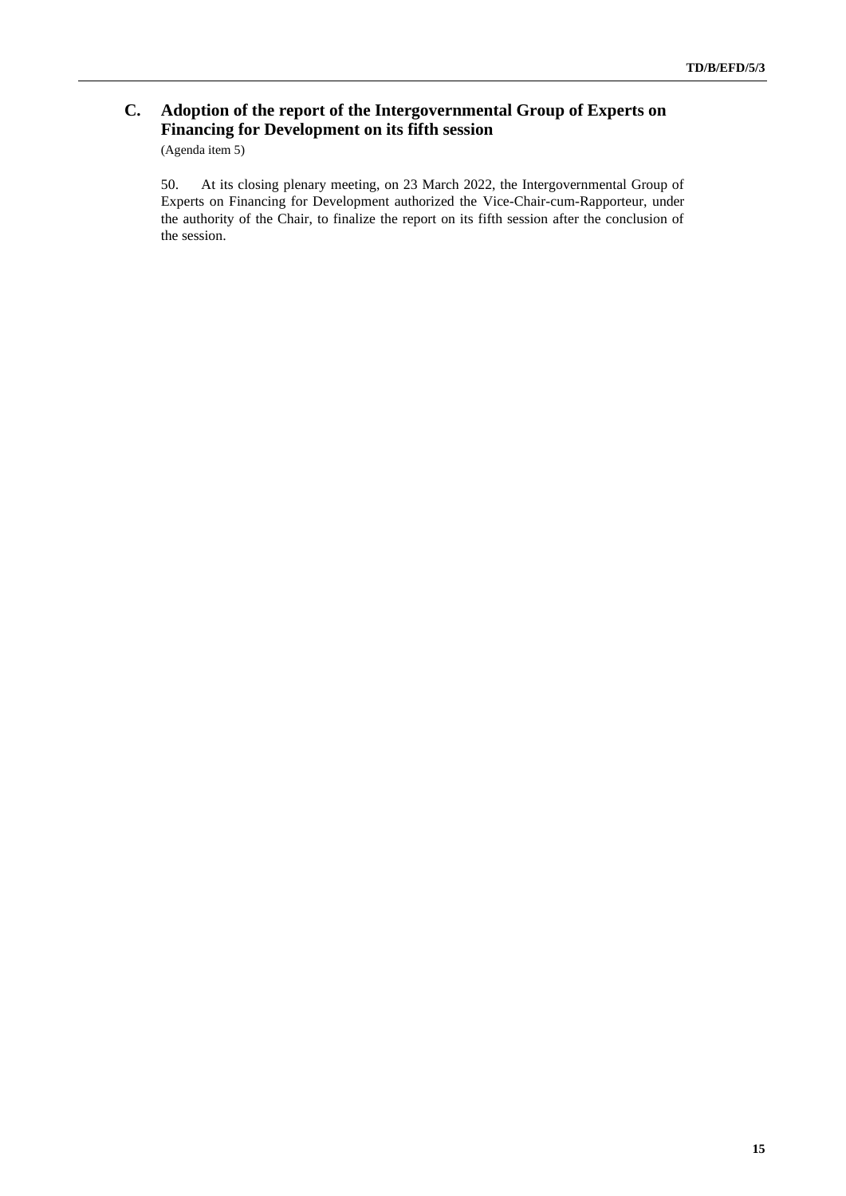## C. Adoption of the report of the Intergovernmental Group of Experts on Financing for Development on its fifth session

(Agenda item 5)

50. At its closing plenary meeting, on 23 March 2022, the Intergovernmental Group of Experts on Financing for Development authorized the Vice-Chair-cum-Rapporteur, under the authority of the Chair, to finalize the report on its fifth session after the conclusion of the session.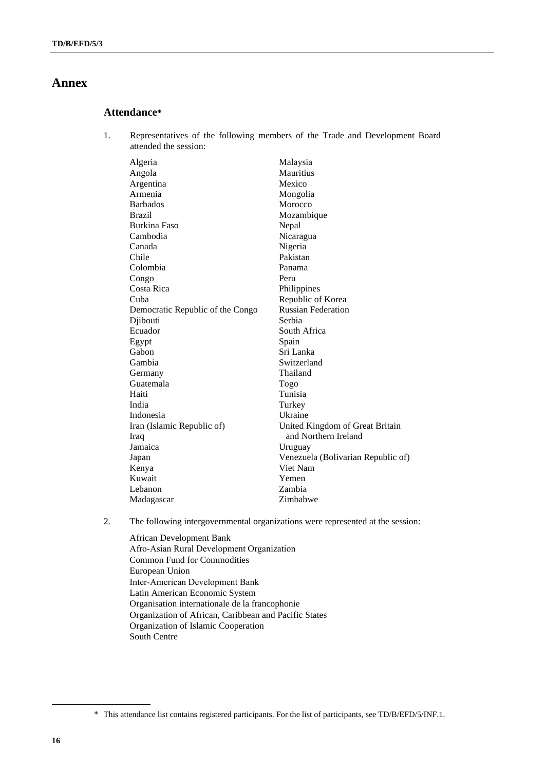# Annex

## Attendance*

1. Representatives of the following members of the Trade and Development Board attended the session:

Algeria
Angola
Argentina
Armenia
Barbados
Brazil
Burkina Faso
Cambodia
Canada
Chile
Colombia
Congo
Costa Rica
Cuba
Democratic Republic of the Congo
Djibouti
Ecuador
Egypt
Gabon
Gambia
Germany
Guatemala
Haiti
India
Indonesia
Iran (Islamic Republic of)
Iraq
Jamaica
Japan
Kenya
Kuwait
Lebanon
Madagascar
Malaysia
Mauritius
Mexico
Mongolia
Morocco
Mozambique
Nepal
Nicaragua
Nigeria
Pakistan
Panama
Peru
Philippines
Republic of Korea
Russian Federation
Serbia
South Africa
Spain
Sri Lanka
Switzerland
Thailand
Togo
Tunisia
Turkey
Ukraine
United Kingdom of Great Britain and Northern Ireland
Uruguay
Venezuela (Bolivarian Republic of)
Viet Nam
Yemen
Zambia
Zimbabwe

2. The following intergovernmental organizations were represented at the session:

African Development Bank
Afro-Asian Rural Development Organization
Common Fund for Commodities
European Union
Inter-American Development Bank
Latin American Economic System
Organisation internationale de la francophonie
Organization of African, Caribbean and Pacific States
Organization of Islamic Cooperation
South Centre

\* This attendance list contains registered participants. For the list of participants, see TD/B/EFD/5/INF.1.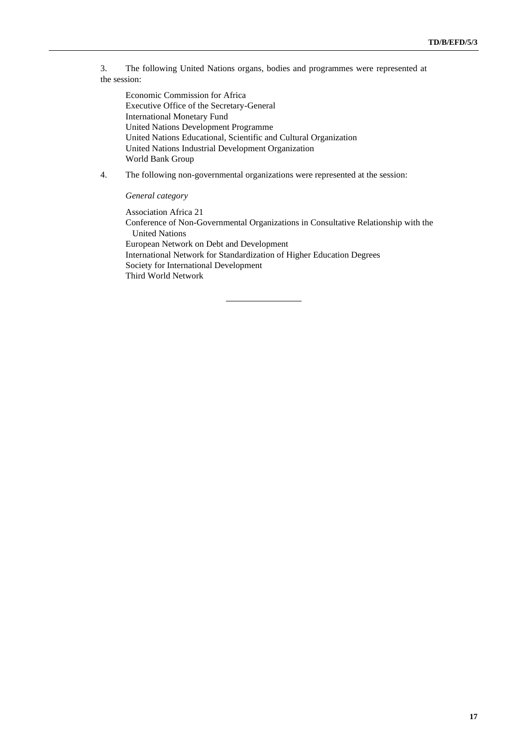3. The following United Nations organs, bodies and programmes were represented at the session:

Economic Commission for Africa
Executive Office of the Secretary-General
International Monetary Fund
United Nations Development Programme
United Nations Educational, Scientific and Cultural Organization
United Nations Industrial Development Organization
World Bank Group

4. The following non-governmental organizations were represented at the session:

*General category*

Association Africa 21
Conference of Non-Governmental Organizations in Consultative Relationship with the United Nations
European Network on Debt and Development
International Network for Standardization of Higher Education Degrees
Society for International Development
Third World Network